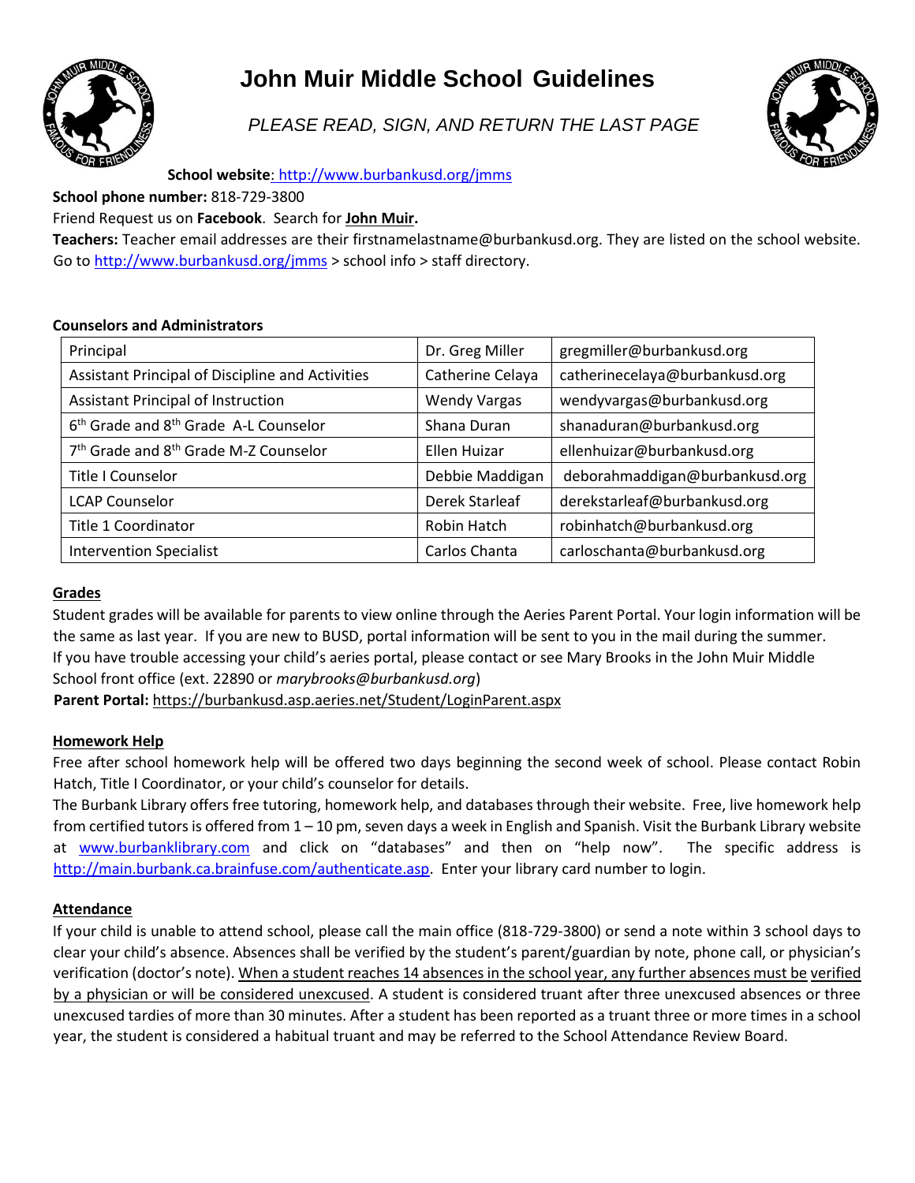# John Muir Middle School Guidelines

*PLEASE READ, SIGN, AND RETURN THE LAST PAGE*

**School website**: http://www.burbankusd.org/jmms

**School phone number:** 818-729-3800

Friend Request us on **Facebook**. Search for **John Muir.**

**Teachers:** Teacher email addresses are their firstnamelastname@burbankusd.org. They are listed on the school website. Go to http://www.burbankusd.org/jmms > school info > staff directory.

**Counselors and Administrators**

| Position | Name | Email |
|---|---|---|
| Principal | Dr. Greg Miller | gregmiller@burbankusd.org |
| Assistant Principal of Discipline and Activities | Catherine Celaya | catherinecelaya@burbankusd.org |
| Assistant Principal of Instruction | Wendy Vargas | wendyvargas@burbankusd.org |
| 6th Grade and 8th Grade A-L Counselor | Shana Duran | shanaduran@burbankusd.org |
| 7th Grade and 8th Grade M-Z Counselor | Ellen Huizar | ellenhuizar@burbankusd.org |
| Title I Counselor | Debbie Maddigan | deborahmaddigan@burbankusd.org |
| LCAP Counselor | Derek Starleaf | derekstarleaf@burbankusd.org |
| Title 1 Coordinator | Robin Hatch | robinhatch@burbankusd.org |
| Intervention Specialist | Carlos Chanta | carloschanta@burbankusd.org |

## Grades

Student grades will be available for parents to view online through the Aeries Parent Portal. Your login information will be the same as last year. If you are new to BUSD, portal information will be sent to you in the mail during the summer. If you have trouble accessing your child's aeries portal, please contact or see Mary Brooks in the John Muir Middle School front office (ext. 22890 or *marybrooks@burbankusd.org*)

**Parent Portal:** https://burbankusd.asp.aeries.net/Student/LoginParent.aspx

## Homework Help

Free after school homework help will be offered two days beginning the second week of school. Please contact Robin Hatch, Title I Coordinator, or your child's counselor for details.

The Burbank Library offers free tutoring, homework help, and databases through their website. Free, live homework help from certified tutors is offered from 1 – 10 pm, seven days a week in English and Spanish. Visit the Burbank Library website at www.burbanklibrary.com and click on "databases" and then on "help now". The specific address is http://main.burbank.ca.brainfuse.com/authenticate.asp. Enter your library card number to login.

## Attendance

If your child is unable to attend school, please call the main office (818-729-3800) or send a note within 3 school days to clear your child's absence. Absences shall be verified by the student's parent/guardian by note, phone call, or physician's verification (doctor's note). When a student reaches 14 absences in the school year, any further absences must be verified by a physician or will be considered unexcused. A student is considered truant after three unexcused absences or three unexcused tardies of more than 30 minutes. After a student has been reported as a truant three or more times in a school year, the student is considered a habitual truant and may be referred to the School Attendance Review Board.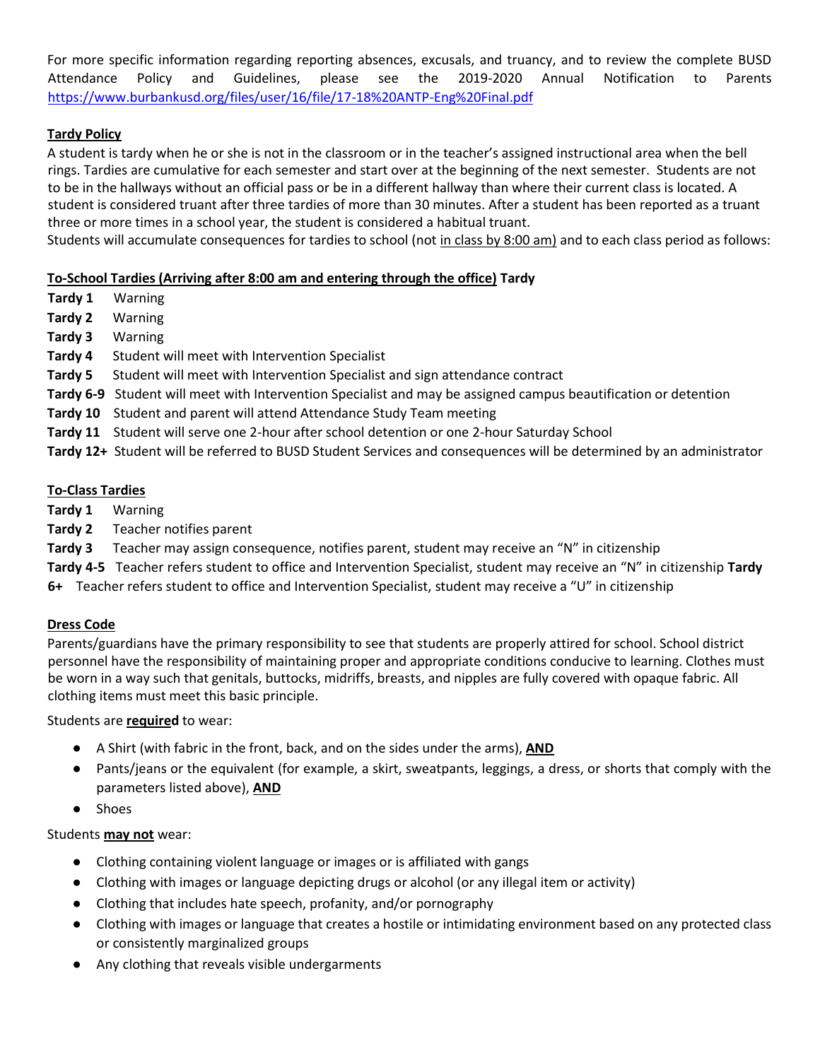For more specific information regarding reporting absences, excusals, and truancy, and to review the complete BUSD Attendance Policy and Guidelines, please see the 2019-2020 Annual Notification to Parents https://www.burbankusd.org/files/user/16/file/17-18%20ANTP-Eng%20Final.pdf

**Tardy Policy**

A student is tardy when he or she is not in the classroom or in the teacher's assigned instructional area when the bell rings. Tardies are cumulative for each semester and start over at the beginning of the next semester. Students are not to be in the hallways without an official pass or be in a different hallway than where their current class is located. A student is considered truant after three tardies of more than 30 minutes. After a student has been reported as a truant three or more times in a school year, the student is considered a habitual truant.

Students will accumulate consequences for tardies to school (not in class by 8:00 am) and to each class period as follows:

**To-School Tardies (Arriving after 8:00 am and entering through the office) Tardy**

**Tardy 1** Warning
**Tardy 2** Warning
**Tardy 3** Warning
**Tardy 4** Student will meet with Intervention Specialist
**Tardy 5** Student will meet with Intervention Specialist and sign attendance contract
**Tardy 6-9** Student will meet with Intervention Specialist and may be assigned campus beautification or detention
**Tardy 10** Student and parent will attend Attendance Study Team meeting
**Tardy 11** Student will serve one 2-hour after school detention or one 2-hour Saturday School
**Tardy 12+** Student will be referred to BUSD Student Services and consequences will be determined by an administrator

**To-Class Tardies**

**Tardy 1** Warning
**Tardy 2** Teacher notifies parent
**Tardy 3** Teacher may assign consequence, notifies parent, student may receive an "N" in citizenship
**Tardy 4-5** Teacher refers student to office and Intervention Specialist, student may receive an "N" in citizenship
**Tardy 6+** Teacher refers student to office and Intervention Specialist, student may receive a "U" in citizenship

**Dress Code**

Parents/guardians have the primary responsibility to see that students are properly attired for school. School district personnel have the responsibility of maintaining proper and appropriate conditions conducive to learning. Clothes must be worn in a way such that genitals, buttocks, midriffs, breasts, and nipples are fully covered with opaque fabric. All clothing items must meet this basic principle.

Students are **required** to wear:

- A Shirt (with fabric in the front, back, and on the sides under the arms), **AND**
- Pants/jeans or the equivalent (for example, a skirt, sweatpants, leggings, a dress, or shorts that comply with the parameters listed above), **AND**
- Shoes

Students **may not** wear:

- Clothing containing violent language or images or is affiliated with gangs
- Clothing with images or language depicting drugs or alcohol (or any illegal item or activity)
- Clothing that includes hate speech, profanity, and/or pornography
- Clothing with images or language that creates a hostile or intimidating environment based on any protected class or consistently marginalized groups
- Any clothing that reveals visible undergarments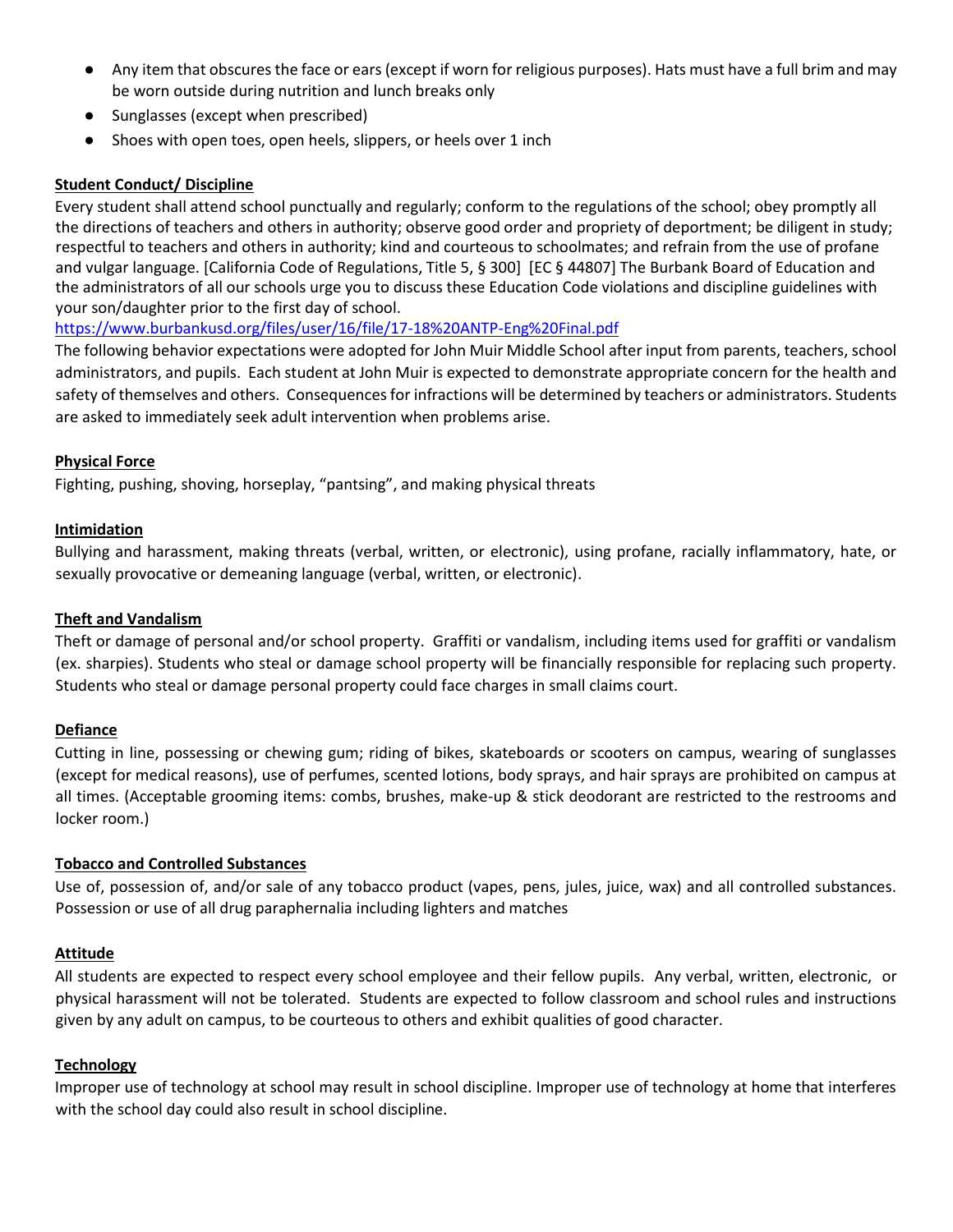- Any item that obscures the face or ears (except if worn for religious purposes). Hats must have a full brim and may be worn outside during nutrition and lunch breaks only
- Sunglasses (except when prescribed)
- Shoes with open toes, open heels, slippers, or heels over 1 inch

**Student Conduct/ Discipline**

Every student shall attend school punctually and regularly; conform to the regulations of the school; obey promptly all the directions of teachers and others in authority; observe good order and propriety of deportment; be diligent in study; respectful to teachers and others in authority; kind and courteous to schoolmates; and refrain from the use of profane and vulgar language. [California Code of Regulations, Title 5, § 300] [EC § 44807] The Burbank Board of Education and the administrators of all our schools urge you to discuss these Education Code violations and discipline guidelines with your son/daughter prior to the first day of school.

https://www.burbankusd.org/files/user/16/file/17-18%20ANTP-Eng%20Final.pdf

The following behavior expectations were adopted for John Muir Middle School after input from parents, teachers, school administrators, and pupils. Each student at John Muir is expected to demonstrate appropriate concern for the health and safety of themselves and others. Consequences for infractions will be determined by teachers or administrators. Students are asked to immediately seek adult intervention when problems arise.

**Physical Force**

Fighting, pushing, shoving, horseplay, "pantsing", and making physical threats

**Intimidation**

Bullying and harassment, making threats (verbal, written, or electronic), using profane, racially inflammatory, hate, or sexually provocative or demeaning language (verbal, written, or electronic).

**Theft and Vandalism**

Theft or damage of personal and/or school property. Graffiti or vandalism, including items used for graffiti or vandalism (ex. sharpies). Students who steal or damage school property will be financially responsible for replacing such property. Students who steal or damage personal property could face charges in small claims court.

**Defiance**

Cutting in line, possessing or chewing gum; riding of bikes, skateboards or scooters on campus, wearing of sunglasses (except for medical reasons), use of perfumes, scented lotions, body sprays, and hair sprays are prohibited on campus at all times. (Acceptable grooming items: combs, brushes, make-up & stick deodorant are restricted to the restrooms and locker room.)

**Tobacco and Controlled Substances**

Use of, possession of, and/or sale of any tobacco product (vapes, pens, jules, juice, wax) and all controlled substances. Possession or use of all drug paraphernalia including lighters and matches

**Attitude**

All students are expected to respect every school employee and their fellow pupils. Any verbal, written, electronic, or physical harassment will not be tolerated. Students are expected to follow classroom and school rules and instructions given by any adult on campus, to be courteous to others and exhibit qualities of good character.

**Technology**

Improper use of technology at school may result in school discipline. Improper use of technology at home that interferes with the school day could also result in school discipline.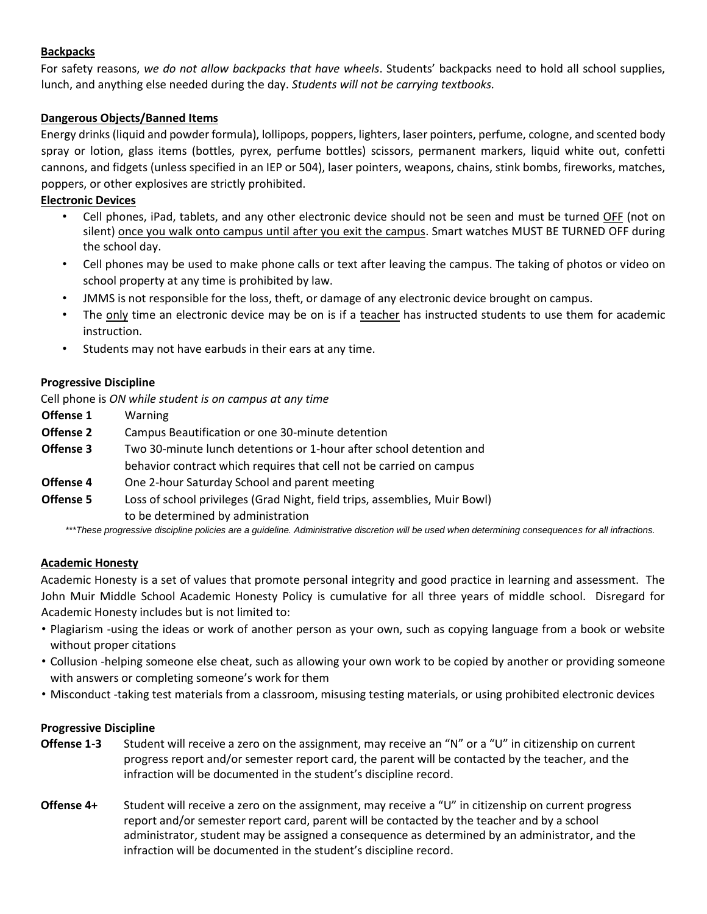## Backpacks

For safety reasons, *we do not allow backpacks that have wheels*. Students' backpacks need to hold all school supplies, lunch, and anything else needed during the day. *Students will not be carrying textbooks.*

## Dangerous Objects/Banned Items

Energy drinks (liquid and powder formula), lollipops, poppers, lighters, laser pointers, perfume, cologne, and scented body spray or lotion, glass items (bottles, pyrex, perfume bottles) scissors, permanent markers, liquid white out, confetti cannons, and fidgets (unless specified in an IEP or 504), laser pointers, weapons, chains, stink bombs, fireworks, matches, poppers, or other explosives are strictly prohibited.

## Electronic Devices

- Cell phones, iPad, tablets, and any other electronic device should not be seen and must be turned OFF (not on silent) once you walk onto campus until after you exit the campus. Smart watches MUST BE TURNED OFF during the school day.
- Cell phones may be used to make phone calls or text after leaving the campus. The taking of photos or video on school property at any time is prohibited by law.
- JMMS is not responsible for the loss, theft, or damage of any electronic device brought on campus.
- The only time an electronic device may be on is if a teacher has instructed students to use them for academic instruction.
- Students may not have earbuds in their ears at any time.

### Progressive Discipline

Cell phone is *ON while student is on campus at any time*

| | |
|---|---|
| **Offense 1** | Warning |
| **Offense 2** | Campus Beautification or one 30-minute detention |
| **Offense 3** | Two 30-minute lunch detentions or 1-hour after school detention and behavior contract which requires that cell not be carried on campus |
| **Offense 4** | One 2-hour Saturday School and parent meeting |
| **Offense 5** | Loss of school privileges (Grad Night, field trips, assemblies, Muir Bowl) to be determined by administration |

****These progressive discipline policies are a guideline. Administrative discretion will be used when determining consequences for all infractions.*

## Academic Honesty

Academic Honesty is a set of values that promote personal integrity and good practice in learning and assessment. The John Muir Middle School Academic Honesty Policy is cumulative for all three years of middle school. Disregard for Academic Honesty includes but is not limited to:

- Plagiarism -using the ideas or work of another person as your own, such as copying language from a book or website without proper citations
- Collusion -helping someone else cheat, such as allowing your own work to be copied by another or providing someone with answers or completing someone's work for them
- Misconduct -taking test materials from a classroom, misusing testing materials, or using prohibited electronic devices

### Progressive Discipline

| | |
|---|---|
| **Offense 1-3** | Student will receive a zero on the assignment, may receive an "N" or a "U" in citizenship on current progress report and/or semester report card, the parent will be contacted by the teacher, and the infraction will be documented in the student's discipline record. |
| **Offense 4+** | Student will receive a zero on the assignment, may receive a "U" in citizenship on current progress report and/or semester report card, parent will be contacted by the teacher and by a school administrator, student may be assigned a consequence as determined by an administrator, and the infraction will be documented in the student's discipline record. |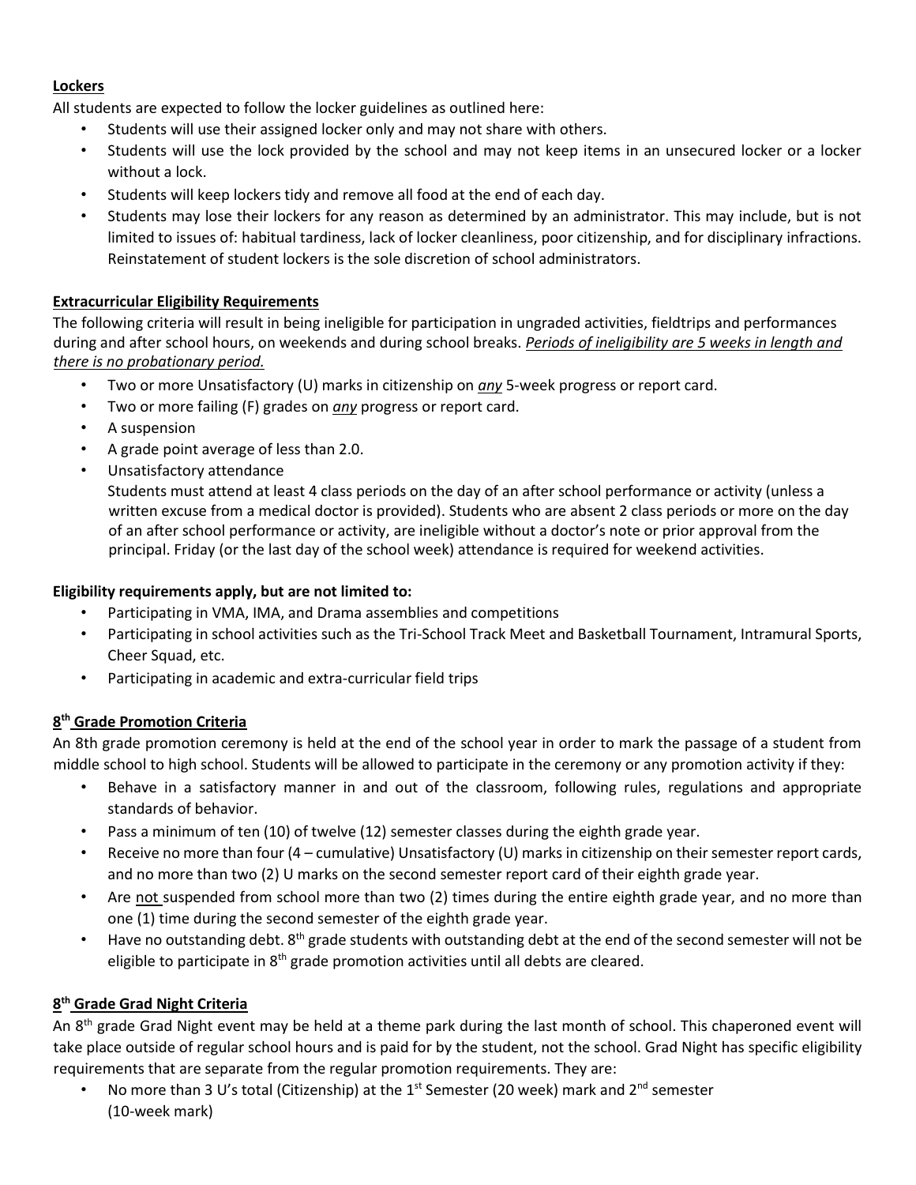### Lockers

All students are expected to follow the locker guidelines as outlined here:

- Students will use their assigned locker only and may not share with others.
- Students will use the lock provided by the school and may not keep items in an unsecured locker or a locker without a lock.
- Students will keep lockers tidy and remove all food at the end of each day.
- Students may lose their lockers for any reason as determined by an administrator. This may include, but is not limited to issues of: habitual tardiness, lack of locker cleanliness, poor citizenship, and for disciplinary infractions. Reinstatement of student lockers is the sole discretion of school administrators.

### Extracurricular Eligibility Requirements

The following criteria will result in being ineligible for participation in ungraded activities, fieldtrips and performances during and after school hours, on weekends and during school breaks. *Periods of ineligibility are 5 weeks in length and there is no probationary period.*

- Two or more Unsatisfactory (U) marks in citizenship on *any* 5-week progress or report card.
- Two or more failing (F) grades on *any* progress or report card.
- A suspension
- A grade point average of less than 2.0.
- Unsatisfactory attendance
  Students must attend at least 4 class periods on the day of an after school performance or activity (unless a written excuse from a medical doctor is provided). Students who are absent 2 class periods or more on the day of an after school performance or activity, are ineligible without a doctor's note or prior approval from the principal. Friday (or the last day of the school week) attendance is required for weekend activities.

**Eligibility requirements apply, but are not limited to:**

- Participating in VMA, IMA, and Drama assemblies and competitions
- Participating in school activities such as the Tri-School Track Meet and Basketball Tournament, Intramural Sports, Cheer Squad, etc.
- Participating in academic and extra-curricular field trips

### 8th Grade Promotion Criteria

An 8th grade promotion ceremony is held at the end of the school year in order to mark the passage of a student from middle school to high school. Students will be allowed to participate in the ceremony or any promotion activity if they:

- Behave in a satisfactory manner in and out of the classroom, following rules, regulations and appropriate standards of behavior.
- Pass a minimum of ten (10) of twelve (12) semester classes during the eighth grade year.
- Receive no more than four (4 – cumulative) Unsatisfactory (U) marks in citizenship on their semester report cards, and no more than two (2) U marks on the second semester report card of their eighth grade year.
- Are not suspended from school more than two (2) times during the entire eighth grade year, and no more than one (1) time during the second semester of the eighth grade year.
- Have no outstanding debt. 8th grade students with outstanding debt at the end of the second semester will not be eligible to participate in 8th grade promotion activities until all debts are cleared.

### 8th Grade Grad Night Criteria

An 8th grade Grad Night event may be held at a theme park during the last month of school. This chaperoned event will take place outside of regular school hours and is paid for by the student, not the school. Grad Night has specific eligibility requirements that are separate from the regular promotion requirements. They are:

- No more than 3 U's total (Citizenship) at the 1st Semester (20 week) mark and 2nd semester (10-week mark)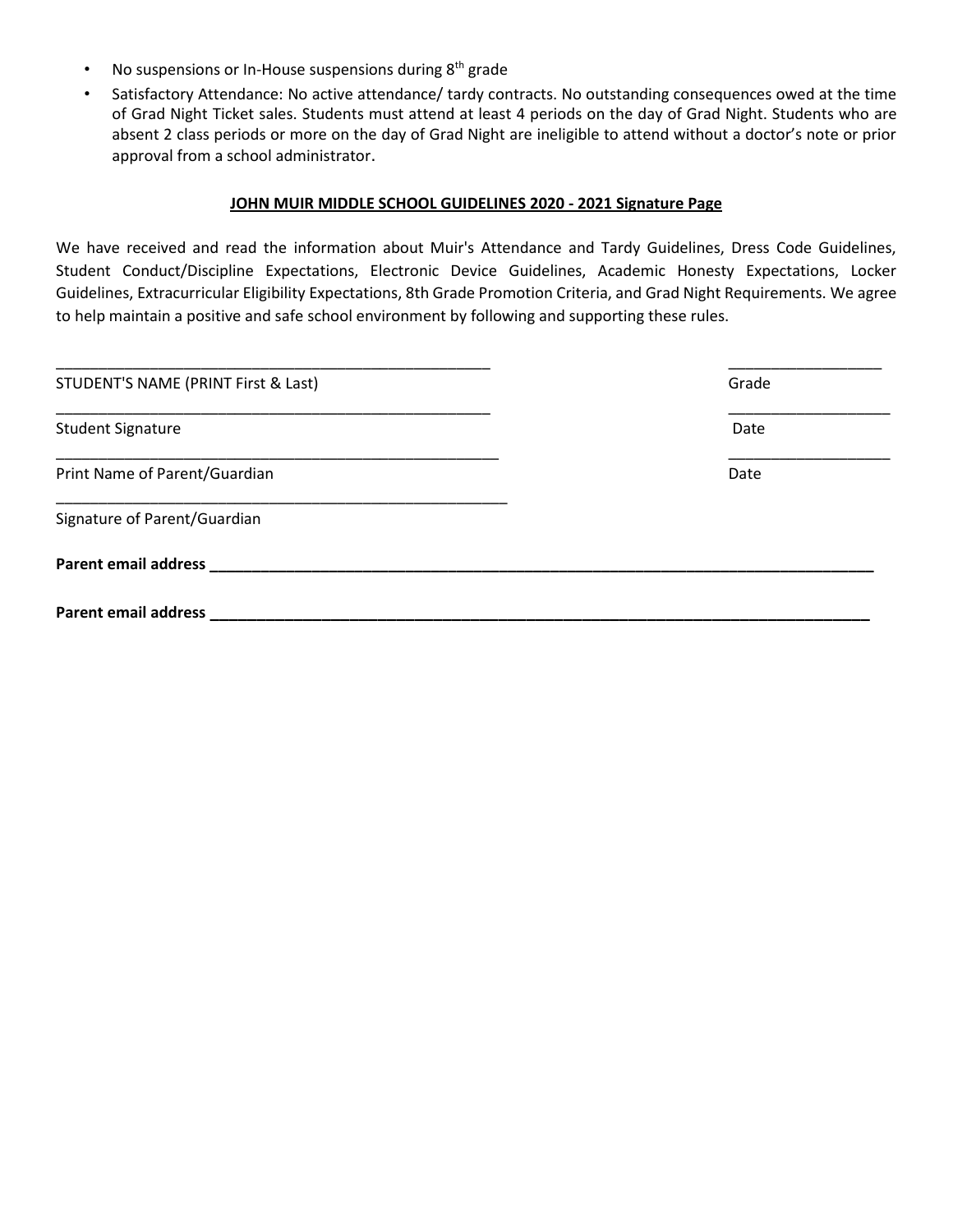- No suspensions or In-House suspensions during 8th grade
- Satisfactory Attendance: No active attendance/ tardy contracts. No outstanding consequences owed at the time of Grad Night Ticket sales. Students must attend at least 4 periods on the day of Grad Night. Students who are absent 2 class periods or more on the day of Grad Night are ineligible to attend without a doctor's note or prior approval from a school administrator.

**JOHN MUIR MIDDLE SCHOOL GUIDELINES 2020 - 2021 Signature Page**

We have received and read the information about Muir's Attendance and Tardy Guidelines, Dress Code Guidelines, Student Conduct/Discipline Expectations, Electronic Device Guidelines, Academic Honesty Expectations, Locker Guidelines, Extracurricular Eligibility Expectations, 8th Grade Promotion Criteria, and Grad Night Requirements. We agree to help maintain a positive and safe school environment by following and supporting these rules.

_____________________________________________________ __________________

STUDENT'S NAME (PRINT First & Last) Grade

_____________________________________________________ ___________________

Student Signature Date

______________________________________________________ ___________________

Print Name of Parent/Guardian Date

_______________________________________________________

Signature of Parent/Guardian

**Parent email address ________________________________________________________________________________**

**Parent email address ________________________________________________________________________________**